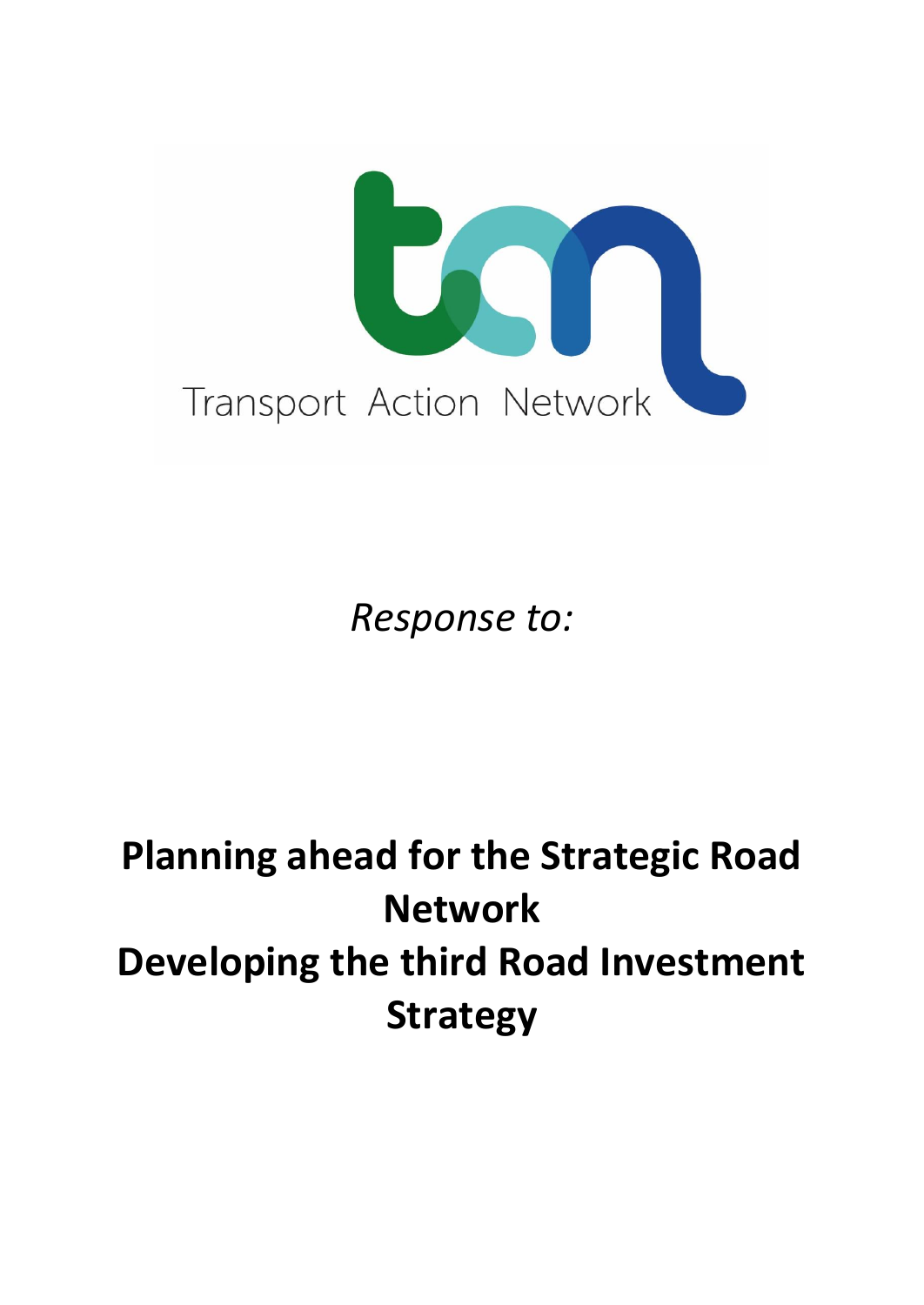Transport Action Network

*Response to:*

# Planning ahead for the Strategic Road Network
# Developing the third Road Investment Strategy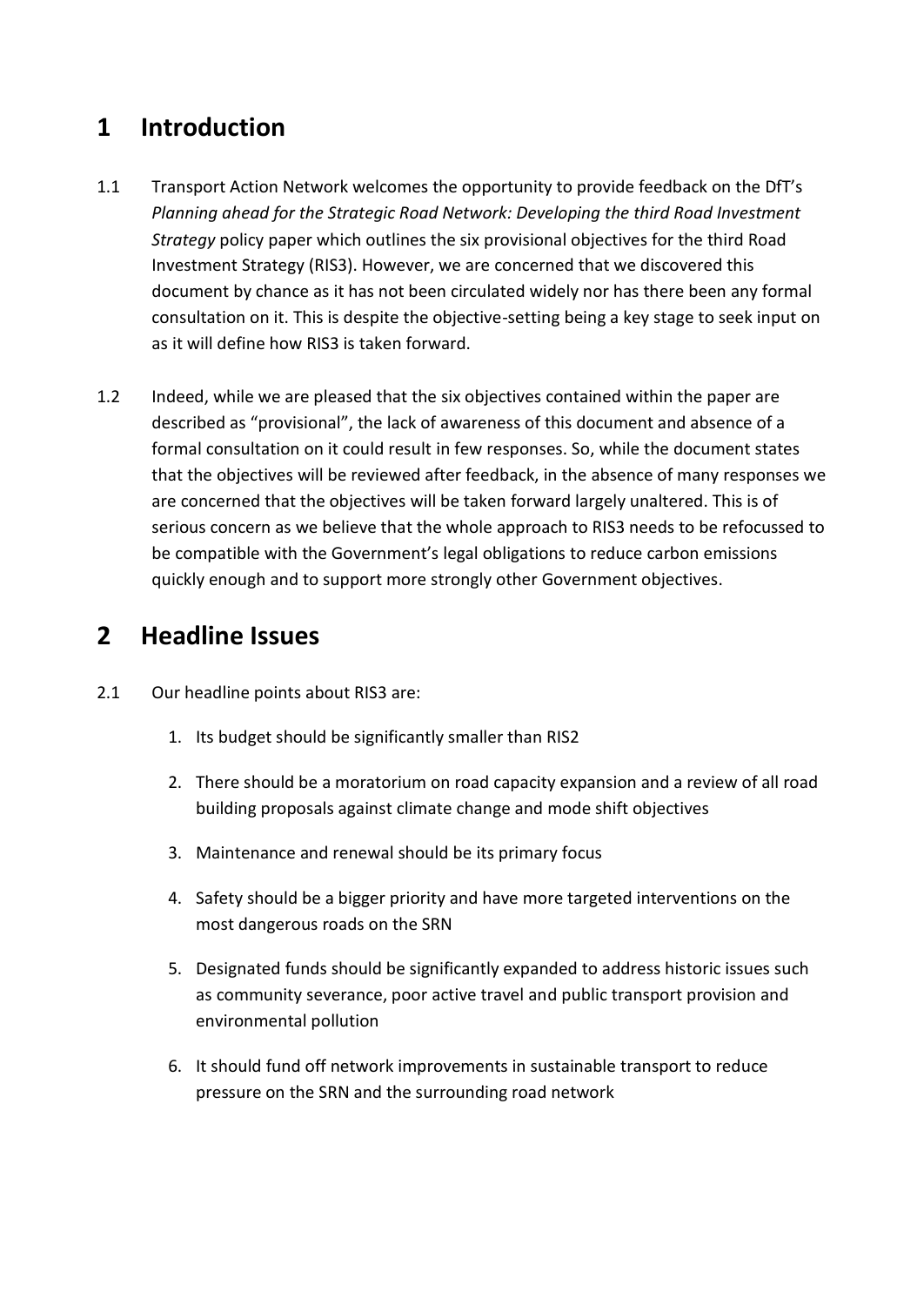# 1 Introduction

1.1 Transport Action Network welcomes the opportunity to provide feedback on the DfT's *Planning ahead for the Strategic Road Network: Developing the third Road Investment Strategy* policy paper which outlines the six provisional objectives for the third Road Investment Strategy (RIS3). However, we are concerned that we discovered this document by chance as it has not been circulated widely nor has there been any formal consultation on it. This is despite the objective-setting being a key stage to seek input on as it will define how RIS3 is taken forward.

1.2 Indeed, while we are pleased that the six objectives contained within the paper are described as "provisional", the lack of awareness of this document and absence of a formal consultation on it could result in few responses. So, while the document states that the objectives will be reviewed after feedback, in the absence of many responses we are concerned that the objectives will be taken forward largely unaltered. This is of serious concern as we believe that the whole approach to RIS3 needs to be refocussed to be compatible with the Government's legal obligations to reduce carbon emissions quickly enough and to support more strongly other Government objectives.

# 2 Headline Issues

2.1 Our headline points about RIS3 are:

1. Its budget should be significantly smaller than RIS2
2. There should be a moratorium on road capacity expansion and a review of all road building proposals against climate change and mode shift objectives
3. Maintenance and renewal should be its primary focus
4. Safety should be a bigger priority and have more targeted interventions on the most dangerous roads on the SRN
5. Designated funds should be significantly expanded to address historic issues such as community severance, poor active travel and public transport provision and environmental pollution
6. It should fund off network improvements in sustainable transport to reduce pressure on the SRN and the surrounding road network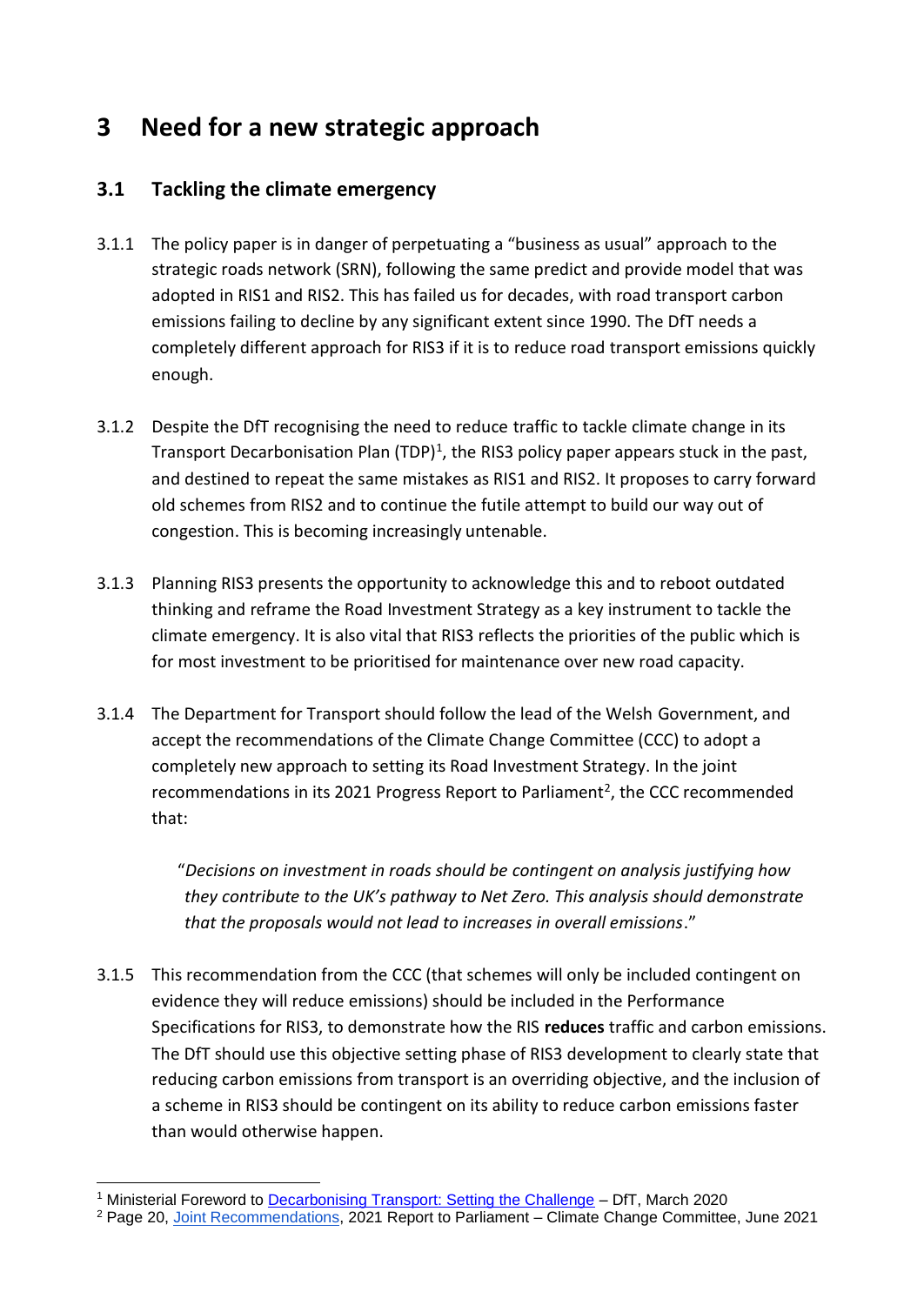# 3 Need for a new strategic approach

## 3.1 Tackling the climate emergency

3.1.1 The policy paper is in danger of perpetuating a "business as usual" approach to the strategic roads network (SRN), following the same predict and provide model that was adopted in RIS1 and RIS2. This has failed us for decades, with road transport carbon emissions failing to decline by any significant extent since 1990. The DfT needs a completely different approach for RIS3 if it is to reduce road transport emissions quickly enough.

3.1.2 Despite the DfT recognising the need to reduce traffic to tackle climate change in its Transport Decarbonisation Plan (TDP)[1], the RIS3 policy paper appears stuck in the past, and destined to repeat the same mistakes as RIS1 and RIS2. It proposes to carry forward old schemes from RIS2 and to continue the futile attempt to build our way out of congestion. This is becoming increasingly untenable.

3.1.3 Planning RIS3 presents the opportunity to acknowledge this and to reboot outdated thinking and reframe the Road Investment Strategy as a key instrument to tackle the climate emergency. It is also vital that RIS3 reflects the priorities of the public which is for most investment to be prioritised for maintenance over new road capacity.

3.1.4 The Department for Transport should follow the lead of the Welsh Government, and accept the recommendations of the Climate Change Committee (CCC) to adopt a completely new approach to setting its Road Investment Strategy. In the joint recommendations in its 2021 Progress Report to Parliament[2], the CCC recommended that:

> "*Decisions on investment in roads should be contingent on analysis justifying how they contribute to the UK's pathway to Net Zero. This analysis should demonstrate that the proposals would not lead to increases in overall emissions*."

3.1.5 This recommendation from the CCC (that schemes will only be included contingent on evidence they will reduce emissions) should be included in the Performance Specifications for RIS3, to demonstrate how the RIS **reduces** traffic and carbon emissions. The DfT should use this objective setting phase of RIS3 development to clearly state that reducing carbon emissions from transport is an overriding objective, and the inclusion of a scheme in RIS3 should be contingent on its ability to reduce carbon emissions faster than would otherwise happen.

---

[1] Ministerial Foreword to Decarbonising Transport: Setting the Challenge – DfT, March 2020

[2] Page 20, Joint Recommendations, 2021 Report to Parliament – Climate Change Committee, June 2021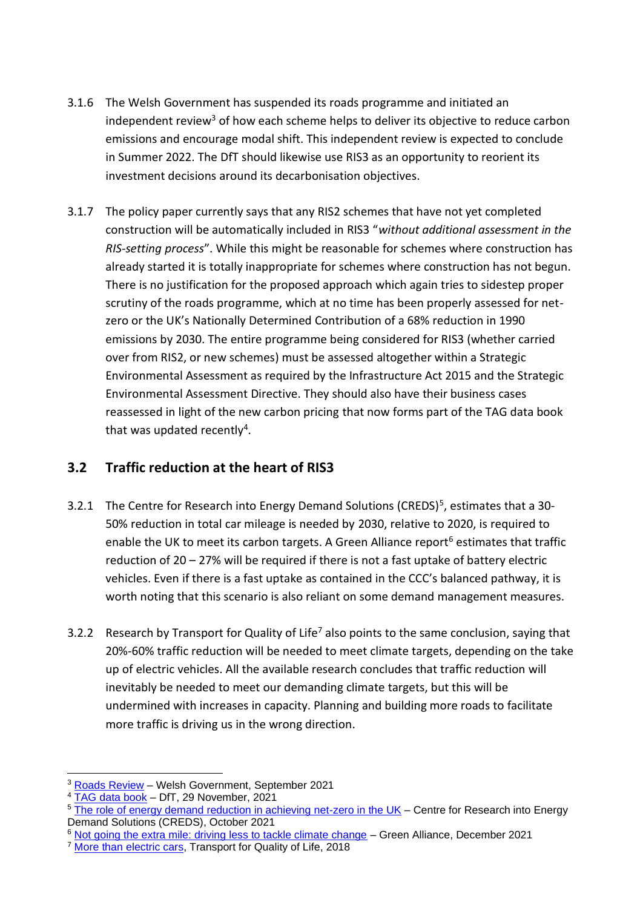3.1.6 The Welsh Government has suspended its roads programme and initiated an independent review[3] of how each scheme helps to deliver its objective to reduce carbon emissions and encourage modal shift. This independent review is expected to conclude in Summer 2022. The DfT should likewise use RIS3 as an opportunity to reorient its investment decisions around its decarbonisation objectives.

3.1.7 The policy paper currently says that any RIS2 schemes that have not yet completed construction will be automatically included in RIS3 "*without additional assessment in the RIS-setting process*". While this might be reasonable for schemes where construction has already started it is totally inappropriate for schemes where construction has not begun. There is no justification for the proposed approach which again tries to sidestep proper scrutiny of the roads programme, which at no time has been properly assessed for net-zero or the UK's Nationally Determined Contribution of a 68% reduction in 1990 emissions by 2030. The entire programme being considered for RIS3 (whether carried over from RIS2, or new schemes) must be assessed altogether within a Strategic Environmental Assessment as required by the Infrastructure Act 2015 and the Strategic Environmental Assessment Directive. They should also have their business cases reassessed in light of the new carbon pricing that now forms part of the TAG data book that was updated recently[4].

## 3.2 Traffic reduction at the heart of RIS3

3.2.1 The Centre for Research into Energy Demand Solutions (CREDS)[5], estimates that a 30-50% reduction in total car mileage is needed by 2030, relative to 2020, is required to enable the UK to meet its carbon targets. A Green Alliance report[6] estimates that traffic reduction of 20 – 27% will be required if there is not a fast uptake of battery electric vehicles. Even if there is a fast uptake as contained in the CCC's balanced pathway, it is worth noting that this scenario is also reliant on some demand management measures.

3.2.2 Research by Transport for Quality of Life[7] also points to the same conclusion, saying that 20%-60% traffic reduction will be needed to meet climate targets, depending on the take up of electric vehicles. All the available research concludes that traffic reduction will inevitably be needed to meet our demanding climate targets, but this will be undermined with increases in capacity. Planning and building more roads to facilitate more traffic is driving us in the wrong direction.

---

[3] Roads Review – Welsh Government, September 2021

[4] TAG data book – DfT, 29 November, 2021

[5] The role of energy demand reduction in achieving net-zero in the UK – Centre for Research into Energy Demand Solutions (CREDS), October 2021

[6] Not going the extra mile: driving less to tackle climate change – Green Alliance, December 2021

[7] More than electric cars, Transport for Quality of Life, 2018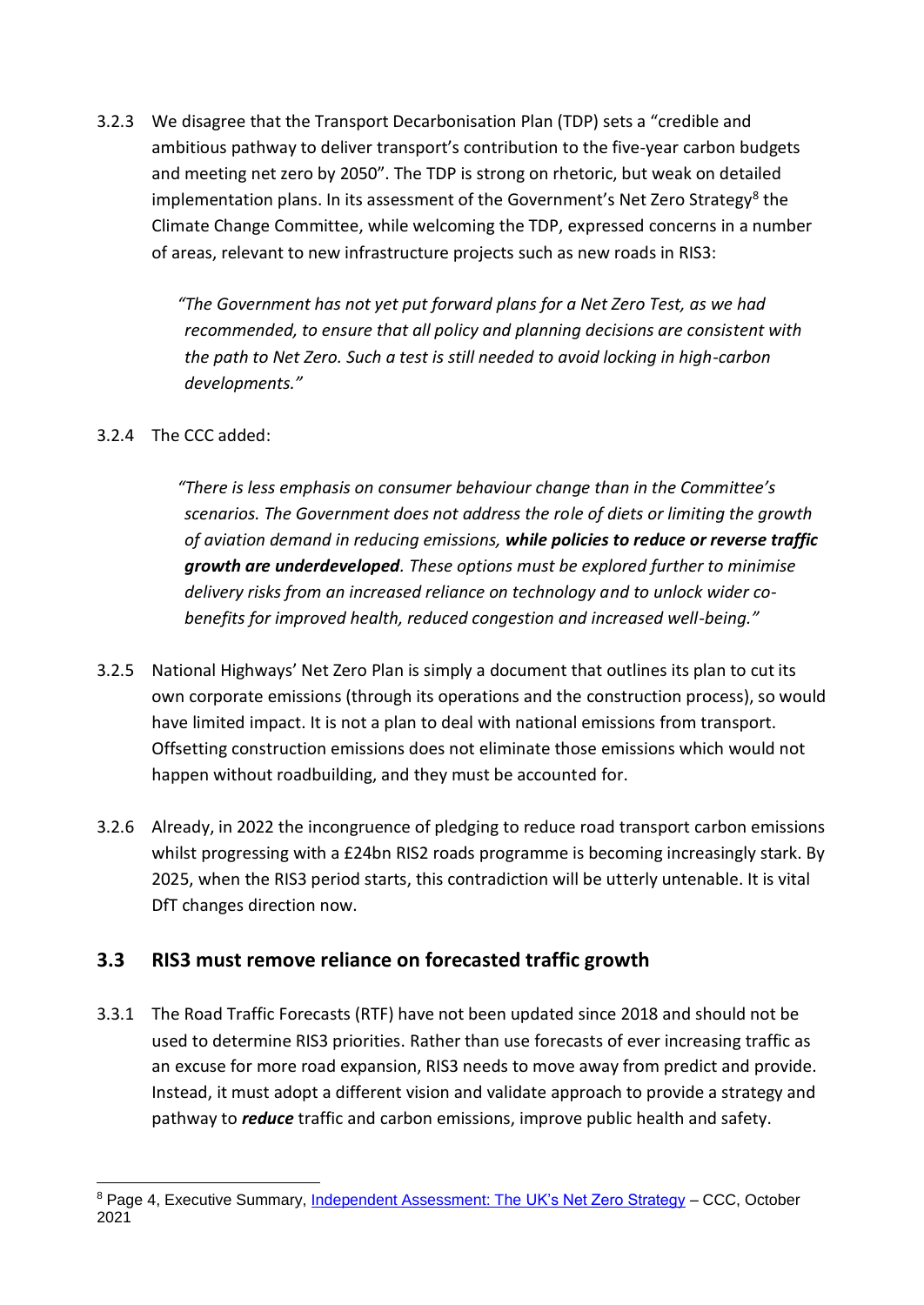3.2.3 We disagree that the Transport Decarbonisation Plan (TDP) sets a "credible and ambitious pathway to deliver transport's contribution to the five-year carbon budgets and meeting net zero by 2050". The TDP is strong on rhetoric, but weak on detailed implementation plans. In its assessment of the Government's Net Zero Strategy[8] the Climate Change Committee, while welcoming the TDP, expressed concerns in a number of areas, relevant to new infrastructure projects such as new roads in RIS3:

> *"The Government has not yet put forward plans for a Net Zero Test, as we had recommended, to ensure that all policy and planning decisions are consistent with the path to Net Zero. Such a test is still needed to avoid locking in high-carbon developments."*

3.2.4 The CCC added:

> *"There is less emphasis on consumer behaviour change than in the Committee's scenarios. The Government does not address the role of diets or limiting the growth of aviation demand in reducing emissions,* ***while policies to reduce or reverse traffic growth are underdeveloped****. These options must be explored further to minimise delivery risks from an increased reliance on technology and to unlock wider co-benefits for improved health, reduced congestion and increased well-being."*

3.2.5 National Highways' Net Zero Plan is simply a document that outlines its plan to cut its own corporate emissions (through its operations and the construction process), so would have limited impact. It is not a plan to deal with national emissions from transport. Offsetting construction emissions does not eliminate those emissions which would not happen without roadbuilding, and they must be accounted for.

3.2.6 Already, in 2022 the incongruence of pledging to reduce road transport carbon emissions whilst progressing with a £24bn RIS2 roads programme is becoming increasingly stark. By 2025, when the RIS3 period starts, this contradiction will be utterly untenable. It is vital DfT changes direction now.

## 3.3 RIS3 must remove reliance on forecasted traffic growth

3.3.1 The Road Traffic Forecasts (RTF) have not been updated since 2018 and should not be used to determine RIS3 priorities. Rather than use forecasts of ever increasing traffic as an excuse for more road expansion, RIS3 needs to move away from predict and provide. Instead, it must adopt a different vision and validate approach to provide a strategy and pathway to ***reduce*** traffic and carbon emissions, improve public health and safety.

---

[8] Page 4, Executive Summary, Independent Assessment: The UK's Net Zero Strategy – CCC, October 2021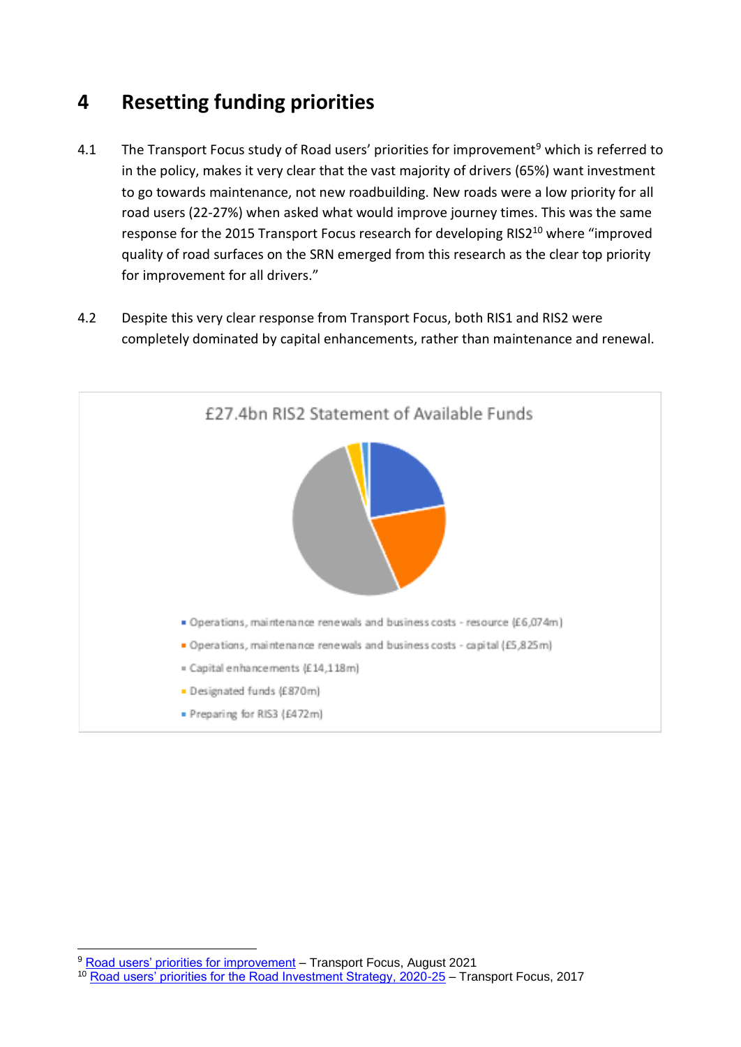# 4 Resetting funding priorities

4.1 The Transport Focus study of Road users' priorities for improvement[9] which is referred to in the policy, makes it very clear that the vast majority of drivers (65%) want investment to go towards maintenance, not new roadbuilding. New roads were a low priority for all road users (22-27%) when asked what would improve journey times. This was the same response for the 2015 Transport Focus research for developing RIS2[10] where "improved quality of road surfaces on the SRN emerged from this research as the clear top priority for improvement for all drivers."

4.2 Despite this very clear response from Transport Focus, both RIS1 and RIS2 were completely dominated by capital enhancements, rather than maintenance and renewal.

£27.4bn RIS2 Statement of Available Funds

- Operations, maintenance renewals and business costs - resource (£6,074m)
- Operations, maintenance renewals and business costs - capital (£5,825m)
- Capital enhancements (£14,118m)
- Designated funds (£870m)
- Preparing for RIS3 (£472m)

---

[9] Road users' priorities for improvement – Transport Focus, August 2021

[10] Road users' priorities for the Road Investment Strategy, 2020-25 – Transport Focus, 2017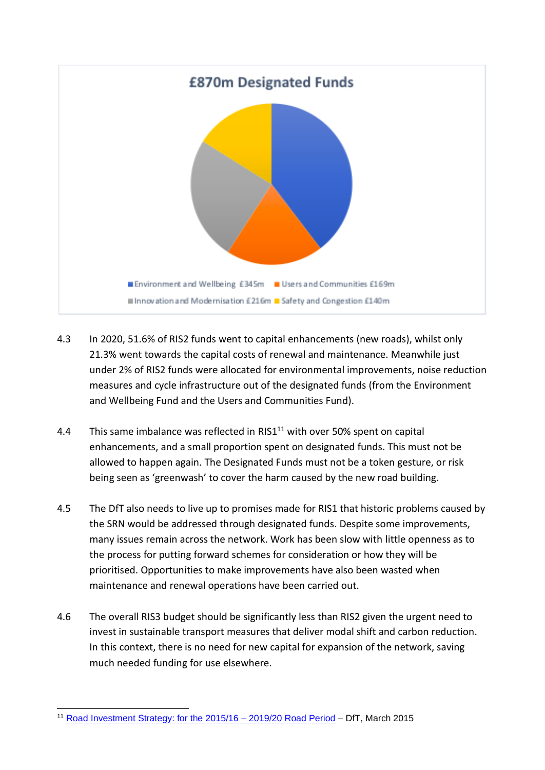**£870m Designated Funds**

Environment and Wellbeing £345m; Users and Communities £169m; Innovation and Modernisation £216m; Safety and Congestion £140m

4.3 In 2020, 51.6% of RIS2 funds went to capital enhancements (new roads), whilst only 21.3% went towards the capital costs of renewal and maintenance. Meanwhile just under 2% of RIS2 funds were allocated for environmental improvements, noise reduction measures and cycle infrastructure out of the designated funds (from the Environment and Wellbeing Fund and the Users and Communities Fund).

4.4 This same imbalance was reflected in RIS1[11] with over 50% spent on capital enhancements, and a small proportion spent on designated funds. This must not be allowed to happen again. The Designated Funds must not be a token gesture, or risk being seen as 'greenwash' to cover the harm caused by the new road building.

4.5 The DfT also needs to live up to promises made for RIS1 that historic problems caused by the SRN would be addressed through designated funds. Despite some improvements, many issues remain across the network. Work has been slow with little openness as to the process for putting forward schemes for consideration or how they will be prioritised. Opportunities to make improvements have also been wasted when maintenance and renewal operations have been carried out.

4.6 The overall RIS3 budget should be significantly less than RIS2 given the urgent need to invest in sustainable transport measures that deliver modal shift and carbon reduction. In this context, there is no need for new capital for expansion of the network, saving much needed funding for use elsewhere.

[11] Road Investment Strategy: for the 2015/16 – 2019/20 Road Period – DfT, March 2015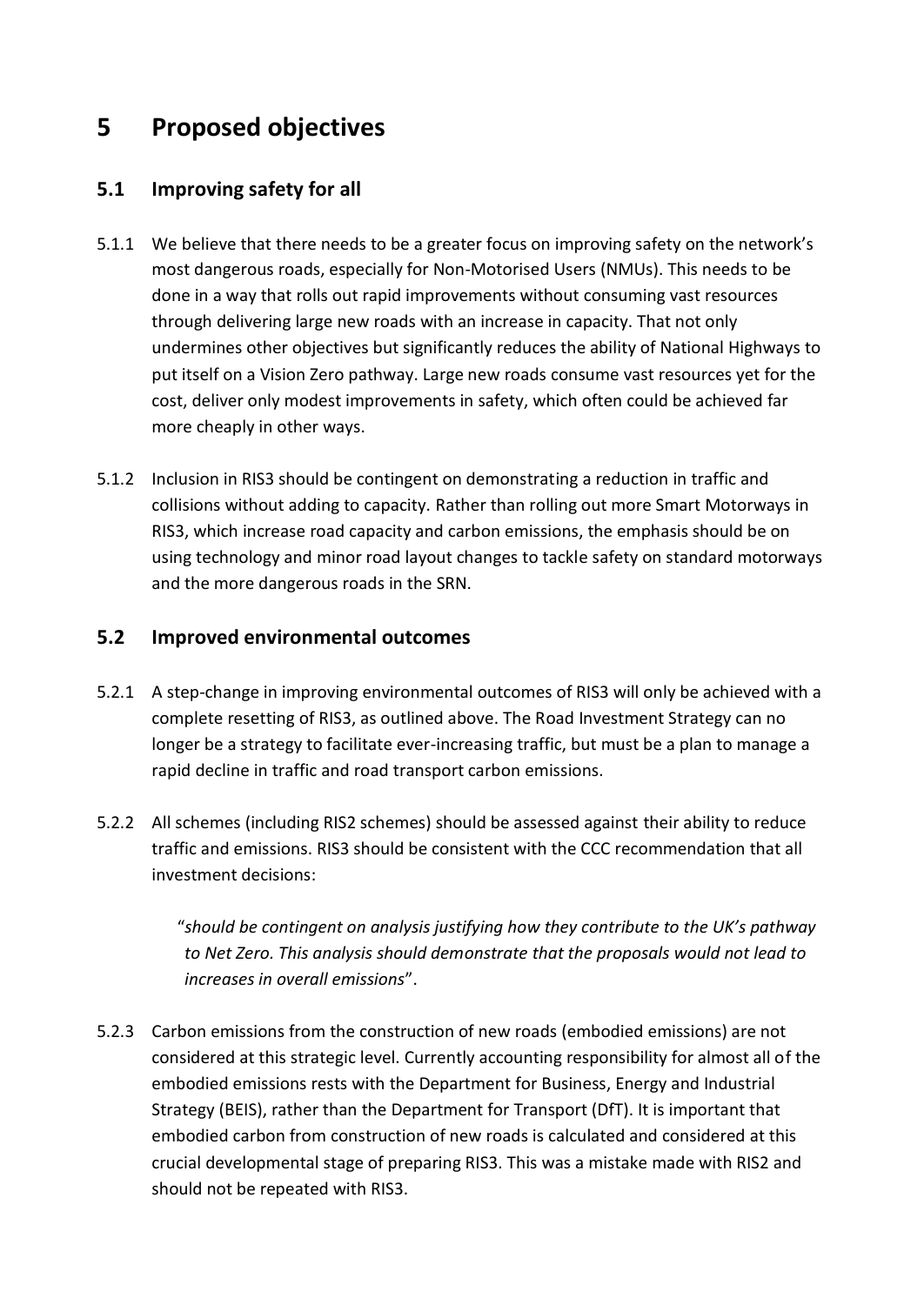# 5 Proposed objectives

## 5.1 Improving safety for all

5.1.1 We believe that there needs to be a greater focus on improving safety on the network's most dangerous roads, especially for Non-Motorised Users (NMUs). This needs to be done in a way that rolls out rapid improvements without consuming vast resources through delivering large new roads with an increase in capacity. That not only undermines other objectives but significantly reduces the ability of National Highways to put itself on a Vision Zero pathway. Large new roads consume vast resources yet for the cost, deliver only modest improvements in safety, which often could be achieved far more cheaply in other ways.

5.1.2 Inclusion in RIS3 should be contingent on demonstrating a reduction in traffic and collisions without adding to capacity. Rather than rolling out more Smart Motorways in RIS3, which increase road capacity and carbon emissions, the emphasis should be on using technology and minor road layout changes to tackle safety on standard motorways and the more dangerous roads in the SRN.

## 5.2 Improved environmental outcomes

5.2.1 A step-change in improving environmental outcomes of RIS3 will only be achieved with a complete resetting of RIS3, as outlined above. The Road Investment Strategy can no longer be a strategy to facilitate ever-increasing traffic, but must be a plan to manage a rapid decline in traffic and road transport carbon emissions.

5.2.2 All schemes (including RIS2 schemes) should be assessed against their ability to reduce traffic and emissions. RIS3 should be consistent with the CCC recommendation that all investment decisions:

> "*should be contingent on analysis justifying how they contribute to the UK's pathway to Net Zero. This analysis should demonstrate that the proposals would not lead to increases in overall emissions*".

5.2.3 Carbon emissions from the construction of new roads (embodied emissions) are not considered at this strategic level. Currently accounting responsibility for almost all of the embodied emissions rests with the Department for Business, Energy and Industrial Strategy (BEIS), rather than the Department for Transport (DfT). It is important that embodied carbon from construction of new roads is calculated and considered at this crucial developmental stage of preparing RIS3. This was a mistake made with RIS2 and should not be repeated with RIS3.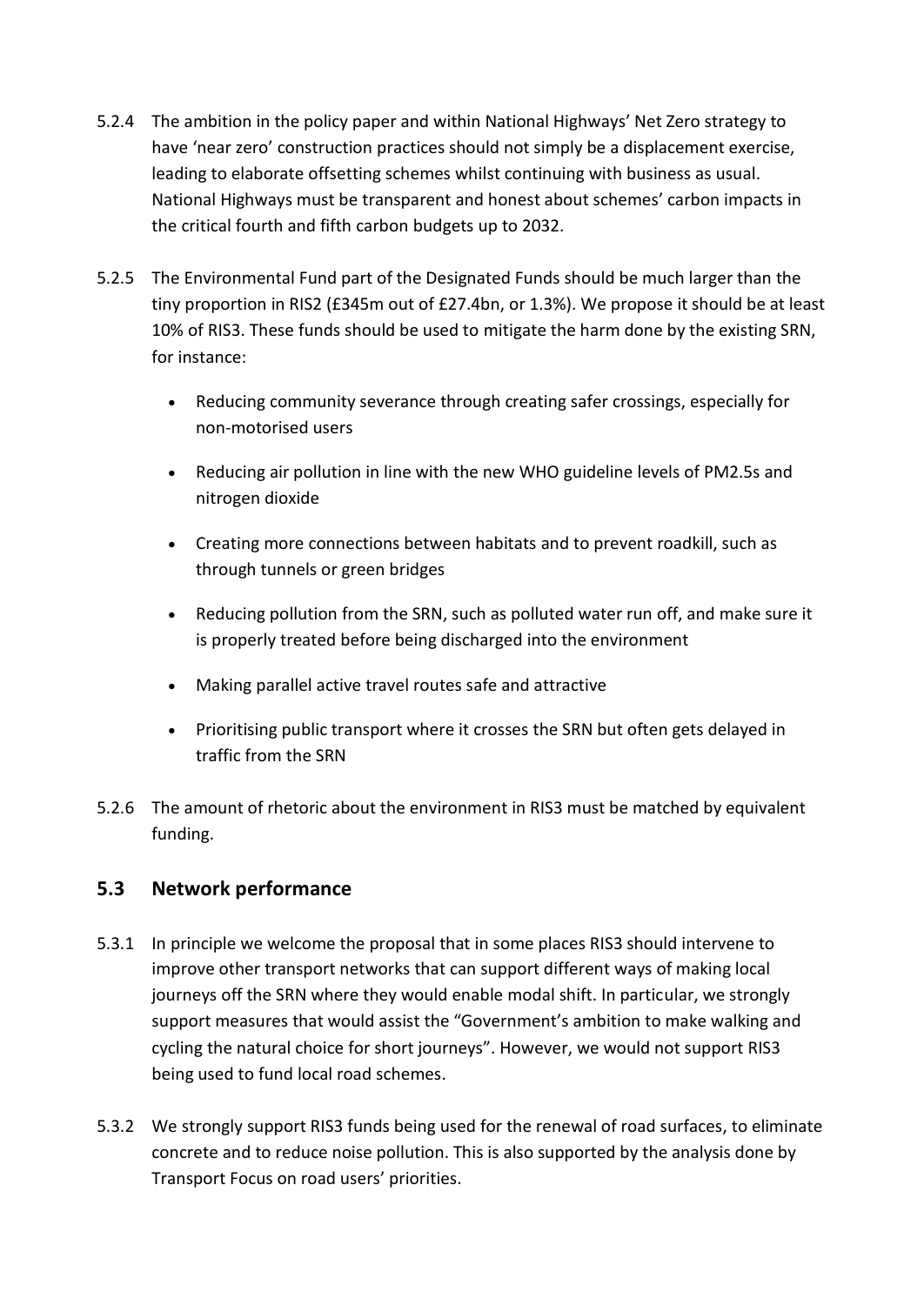5.2.4 The ambition in the policy paper and within National Highways' Net Zero strategy to have 'near zero' construction practices should not simply be a displacement exercise, leading to elaborate offsetting schemes whilst continuing with business as usual. National Highways must be transparent and honest about schemes' carbon impacts in the critical fourth and fifth carbon budgets up to 2032.

5.2.5 The Environmental Fund part of the Designated Funds should be much larger than the tiny proportion in RIS2 (£345m out of £27.4bn, or 1.3%). We propose it should be at least 10% of RIS3. These funds should be used to mitigate the harm done by the existing SRN, for instance:

- Reducing community severance through creating safer crossings, especially for non-motorised users
- Reducing air pollution in line with the new WHO guideline levels of PM2.5s and nitrogen dioxide
- Creating more connections between habitats and to prevent roadkill, such as through tunnels or green bridges
- Reducing pollution from the SRN, such as polluted water run off, and make sure it is properly treated before being discharged into the environment
- Making parallel active travel routes safe and attractive
- Prioritising public transport where it crosses the SRN but often gets delayed in traffic from the SRN

5.2.6 The amount of rhetoric about the environment in RIS3 must be matched by equivalent funding.

## 5.3 Network performance

5.3.1 In principle we welcome the proposal that in some places RIS3 should intervene to improve other transport networks that can support different ways of making local journeys off the SRN where they would enable modal shift. In particular, we strongly support measures that would assist the "Government's ambition to make walking and cycling the natural choice for short journeys". However, we would not support RIS3 being used to fund local road schemes.

5.3.2 We strongly support RIS3 funds being used for the renewal of road surfaces, to eliminate concrete and to reduce noise pollution. This is also supported by the analysis done by Transport Focus on road users' priorities.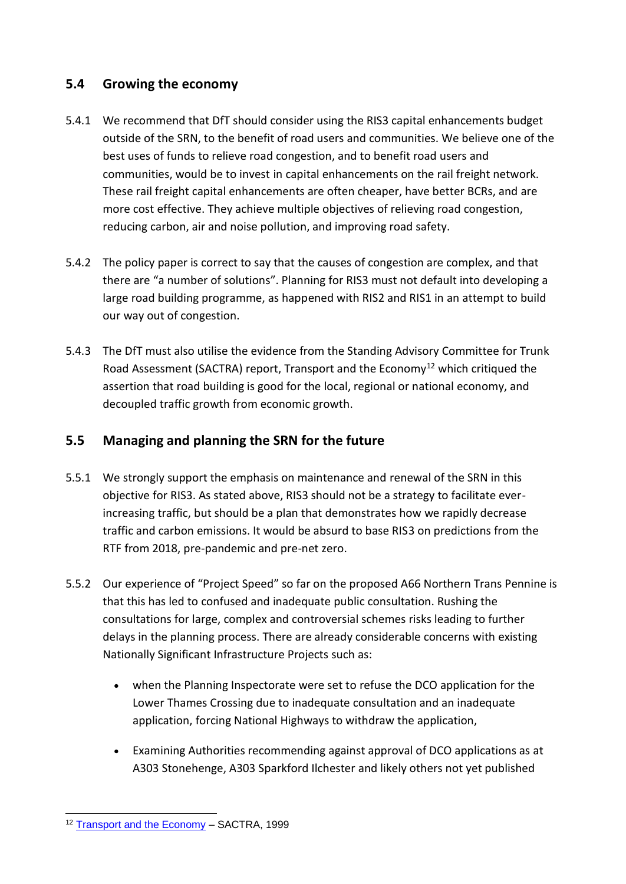## 5.4 Growing the economy

5.4.1 We recommend that DfT should consider using the RIS3 capital enhancements budget outside of the SRN, to the benefit of road users and communities. We believe one of the best uses of funds to relieve road congestion, and to benefit road users and communities, would be to invest in capital enhancements on the rail freight network. These rail freight capital enhancements are often cheaper, have better BCRs, and are more cost effective. They achieve multiple objectives of relieving road congestion, reducing carbon, air and noise pollution, and improving road safety.

5.4.2 The policy paper is correct to say that the causes of congestion are complex, and that there are "a number of solutions". Planning for RIS3 must not default into developing a large road building programme, as happened with RIS2 and RIS1 in an attempt to build our way out of congestion.

5.4.3 The DfT must also utilise the evidence from the Standing Advisory Committee for Trunk Road Assessment (SACTRA) report, Transport and the Economy[12] which critiqued the assertion that road building is good for the local, regional or national economy, and decoupled traffic growth from economic growth.

## 5.5 Managing and planning the SRN for the future

5.5.1 We strongly support the emphasis on maintenance and renewal of the SRN in this objective for RIS3. As stated above, RIS3 should not be a strategy to facilitate ever-increasing traffic, but should be a plan that demonstrates how we rapidly decrease traffic and carbon emissions. It would be absurd to base RIS3 on predictions from the RTF from 2018, pre-pandemic and pre-net zero.

5.5.2 Our experience of "Project Speed" so far on the proposed A66 Northern Trans Pennine is that this has led to confused and inadequate public consultation. Rushing the consultations for large, complex and controversial schemes risks leading to further delays in the planning process. There are already considerable concerns with existing Nationally Significant Infrastructure Projects such as:

- when the Planning Inspectorate were set to refuse the DCO application for the Lower Thames Crossing due to inadequate consultation and an inadequate application, forcing National Highways to withdraw the application,
- Examining Authorities recommending against approval of DCO applications as at A303 Stonehenge, A303 Sparkford Ilchester and likely others not yet published

---

[12] Transport and the Economy – SACTRA, 1999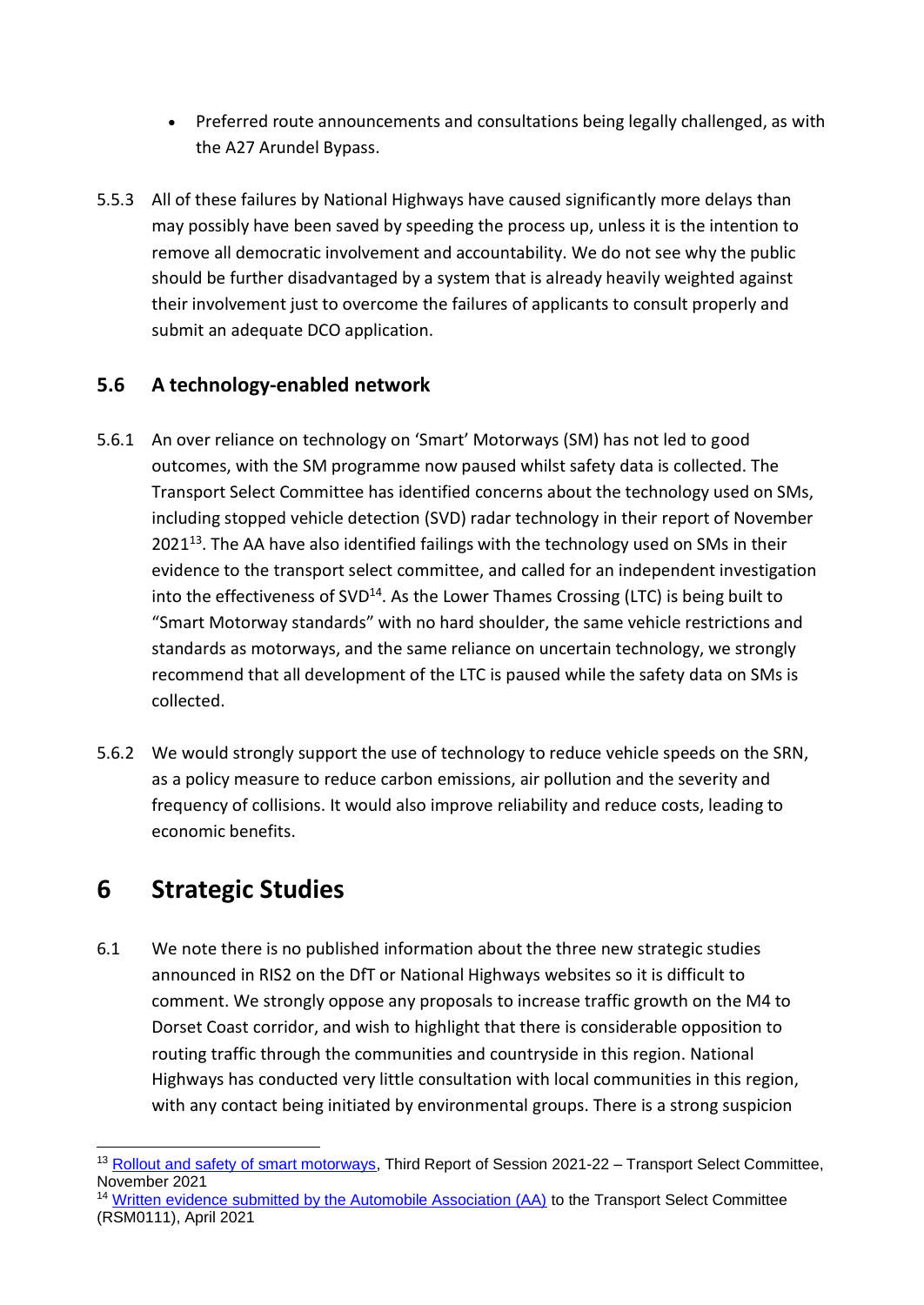- Preferred route announcements and consultations being legally challenged, as with the A27 Arundel Bypass.

5.5.3 All of these failures by National Highways have caused significantly more delays than may possibly have been saved by speeding the process up, unless it is the intention to remove all democratic involvement and accountability. We do not see why the public should be further disadvantaged by a system that is already heavily weighted against their involvement just to overcome the failures of applicants to consult properly and submit an adequate DCO application.

### 5.6 A technology-enabled network

5.6.1 An over reliance on technology on 'Smart' Motorways (SM) has not led to good outcomes, with the SM programme now paused whilst safety data is collected. The Transport Select Committee has identified concerns about the technology used on SMs, including stopped vehicle detection (SVD) radar technology in their report of November 2021[13]. The AA have also identified failings with the technology used on SMs in their evidence to the transport select committee, and called for an independent investigation into the effectiveness of SVD[14]. As the Lower Thames Crossing (LTC) is being built to "Smart Motorway standards" with no hard shoulder, the same vehicle restrictions and standards as motorways, and the same reliance on uncertain technology, we strongly recommend that all development of the LTC is paused while the safety data on SMs is collected.

5.6.2 We would strongly support the use of technology to reduce vehicle speeds on the SRN, as a policy measure to reduce carbon emissions, air pollution and the severity and frequency of collisions. It would also improve reliability and reduce costs, leading to economic benefits.

## 6 Strategic Studies

6.1 We note there is no published information about the three new strategic studies announced in RIS2 on the DfT or National Highways websites so it is difficult to comment. We strongly oppose any proposals to increase traffic growth on the M4 to Dorset Coast corridor, and wish to highlight that there is considerable opposition to routing traffic through the communities and countryside in this region. National Highways has conducted very little consultation with local communities in this region, with any contact being initiated by environmental groups. There is a strong suspicion

---

[13] Rollout and safety of smart motorways, Third Report of Session 2021-22 – Transport Select Committee, November 2021

[14] Written evidence submitted by the Automobile Association (AA) to the Transport Select Committee (RSM0111), April 2021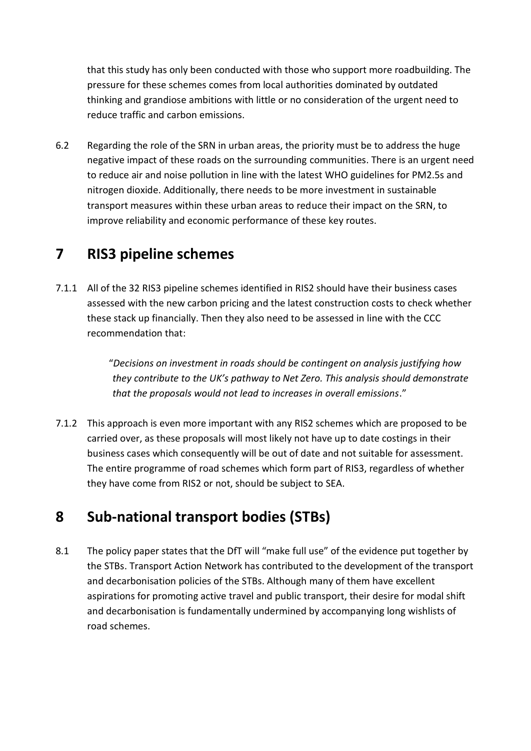that this study has only been conducted with those who support more roadbuilding. The pressure for these schemes comes from local authorities dominated by outdated thinking and grandiose ambitions with little or no consideration of the urgent need to reduce traffic and carbon emissions.

6.2 Regarding the role of the SRN in urban areas, the priority must be to address the huge negative impact of these roads on the surrounding communities. There is an urgent need to reduce air and noise pollution in line with the latest WHO guidelines for PM2.5s and nitrogen dioxide. Additionally, there needs to be more investment in sustainable transport measures within these urban areas to reduce their impact on the SRN, to improve reliability and economic performance of these key routes.

# 7 RIS3 pipeline schemes

7.1.1 All of the 32 RIS3 pipeline schemes identified in RIS2 should have their business cases assessed with the new carbon pricing and the latest construction costs to check whether these stack up financially. Then they also need to be assessed in line with the CCC recommendation that:

> "*Decisions on investment in roads should be contingent on analysis justifying how they contribute to the UK's pathway to Net Zero. This analysis should demonstrate that the proposals would not lead to increases in overall emissions*."

7.1.2 This approach is even more important with any RIS2 schemes which are proposed to be carried over, as these proposals will most likely not have up to date costings in their business cases which consequently will be out of date and not suitable for assessment. The entire programme of road schemes which form part of RIS3, regardless of whether they have come from RIS2 or not, should be subject to SEA.

# 8 Sub-national transport bodies (STBs)

8.1 The policy paper states that the DfT will "make full use" of the evidence put together by the STBs. Transport Action Network has contributed to the development of the transport and decarbonisation policies of the STBs. Although many of them have excellent aspirations for promoting active travel and public transport, their desire for modal shift and decarbonisation is fundamentally undermined by accompanying long wishlists of road schemes.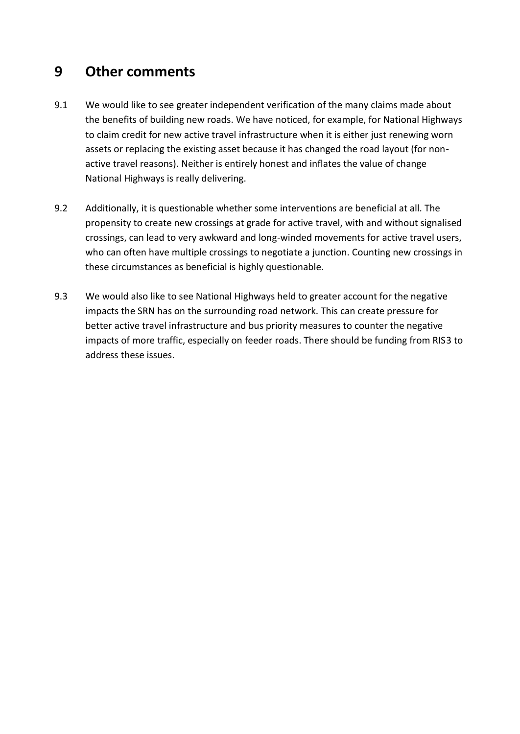# 9 Other comments

9.1 We would like to see greater independent verification of the many claims made about the benefits of building new roads. We have noticed, for example, for National Highways to claim credit for new active travel infrastructure when it is either just renewing worn assets or replacing the existing asset because it has changed the road layout (for non-active travel reasons). Neither is entirely honest and inflates the value of change National Highways is really delivering.

9.2 Additionally, it is questionable whether some interventions are beneficial at all. The propensity to create new crossings at grade for active travel, with and without signalised crossings, can lead to very awkward and long-winded movements for active travel users, who can often have multiple crossings to negotiate a junction. Counting new crossings in these circumstances as beneficial is highly questionable.

9.3 We would also like to see National Highways held to greater account for the negative impacts the SRN has on the surrounding road network. This can create pressure for better active travel infrastructure and bus priority measures to counter the negative impacts of more traffic, especially on feeder roads. There should be funding from RIS3 to address these issues.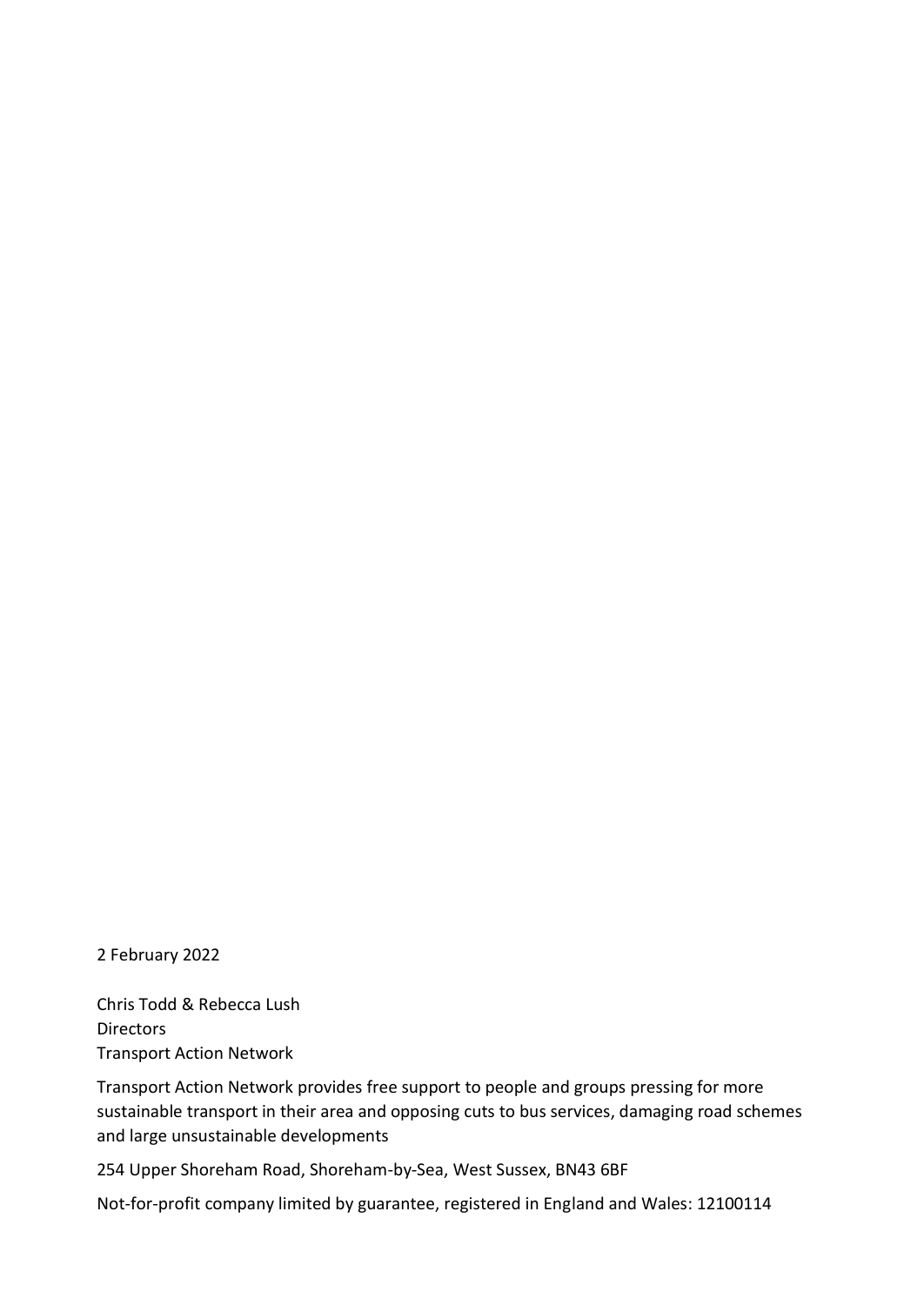2 February 2022

Chris Todd & Rebecca Lush
Directors
Transport Action Network

Transport Action Network provides free support to people and groups pressing for more sustainable transport in their area and opposing cuts to bus services, damaging road schemes and large unsustainable developments

254 Upper Shoreham Road, Shoreham-by-Sea, West Sussex, BN43 6BF

Not-for-profit company limited by guarantee, registered in England and Wales: 12100114